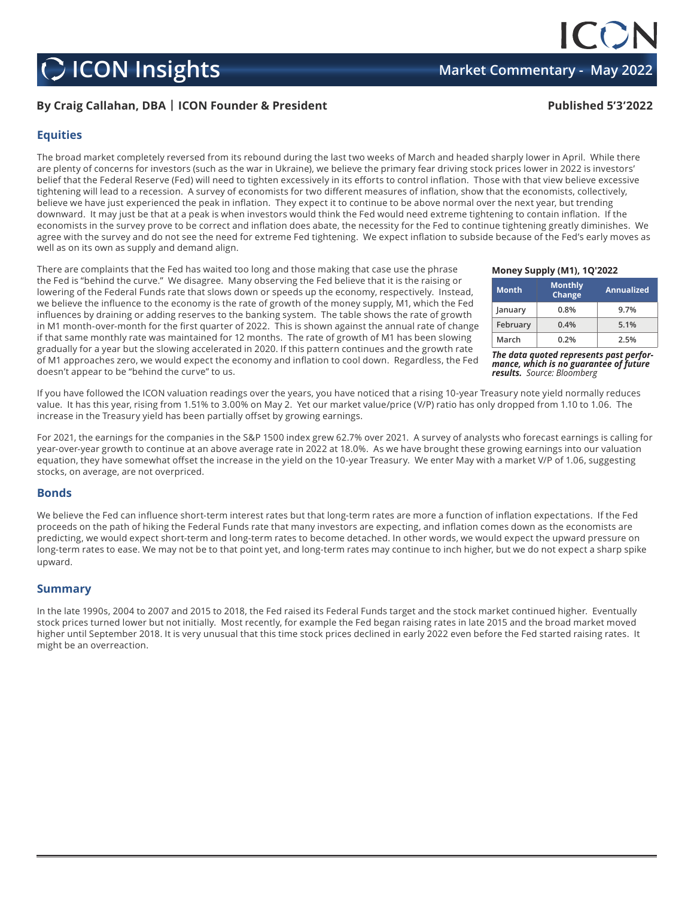# ICON Insights

## Market Commentary - May 2022

**By Craig Callahan, DBA | ICON Founder & President**

**Published 5'3'2022**

## Equities

The broad market completely reversed from its rebound during the last two weeks of March and headed sharply lower in April. While there are plenty of concerns for investors (such as the war in Ukraine), we believe the primary fear driving stock prices lower in 2022 is investors' belief that the Federal Reserve (Fed) will need to tighten excessively in its efforts to control inflation. Those with that view believe excessive tightening will lead to a recession. A survey of economists for two different measures of inflation, show that the economists, collectively, believe we have just experienced the peak in inflation. They expect it to continue to be above normal over the next year, but trending downward. It may just be that at a peak is when investors would think the Fed would need extreme tightening to contain inflation. If the economists in the survey prove to be correct and inflation does abate, the necessity for the Fed to continue tightening greatly diminishes. We agree with the survey and do not see the need for extreme Fed tightening. We expect inflation to subside because of the Fed's early moves as well as on its own as supply and demand align.

There are complaints that the Fed has waited too long and those making that case use the phrase the Fed is "behind the curve." We disagree. Many observing the Fed believe that it is the raising or lowering of the Federal Funds rate that slows down or speeds up the economy, respectively. Instead, we believe the influence to the economy is the rate of growth of the money supply, M1, which the Fed influences by draining or adding reserves to the banking system. The table shows the rate of growth in M1 month-over-month for the first quarter of 2022. This is shown against the annual rate of change if that same monthly rate was maintained for 12 months. The rate of growth of M1 has been slowing gradually for a year but the slowing accelerated in 2020. If this pattern continues and the growth rate of M1 approaches zero, we would expect the economy and inflation to cool down. Regardless, the Fed doesn't appear to be "behind the curve" to us.

**Money Supply (M1), 1Q'2022**

| Month | Monthly Change | Annualized |
| --- | --- | --- |
| January | 0.8% | 9.7% |
| February | 0.4% | 5.1% |
| March | 0.2% | 2.5% |

***The data quoted represents past performance, which is no guarantee of future results.*** *Source: Bloomberg*

If you have followed the ICON valuation readings over the years, you have noticed that a rising 10-year Treasury note yield normally reduces value. It has this year, rising from 1.51% to 3.00% on May 2. Yet our market value/price (V/P) ratio has only dropped from 1.10 to 1.06. The increase in the Treasury yield has been partially offset by growing earnings.

For 2021, the earnings for the companies in the S&P 1500 index grew 62.7% over 2021. A survey of analysts who forecast earnings is calling for year-over-year growth to continue at an above average rate in 2022 at 18.0%. As we have brought these growing earnings into our valuation equation, they have somewhat offset the increase in the yield on the 10-year Treasury. We enter May with a market V/P of 1.06, suggesting stocks, on average, are not overpriced.

## Bonds

We believe the Fed can influence short-term interest rates but that long-term rates are more a function of inflation expectations. If the Fed proceeds on the path of hiking the Federal Funds rate that many investors are expecting, and inflation comes down as the economists are predicting, we would expect short-term and long-term rates to become detached. In other words, we would expect the upward pressure on long-term rates to ease. We may not be to that point yet, and long-term rates may continue to inch higher, but we do not expect a sharp spike upward.

## Summary

In the late 1990s, 2004 to 2007 and 2015 to 2018, the Fed raised its Federal Funds target and the stock market continued higher. Eventually stock prices turned lower but not initially. Most recently, for example the Fed began raising rates in late 2015 and the broad market moved higher until September 2018. It is very unusual that this time stock prices declined in early 2022 even before the Fed started raising rates. It might be an overreaction.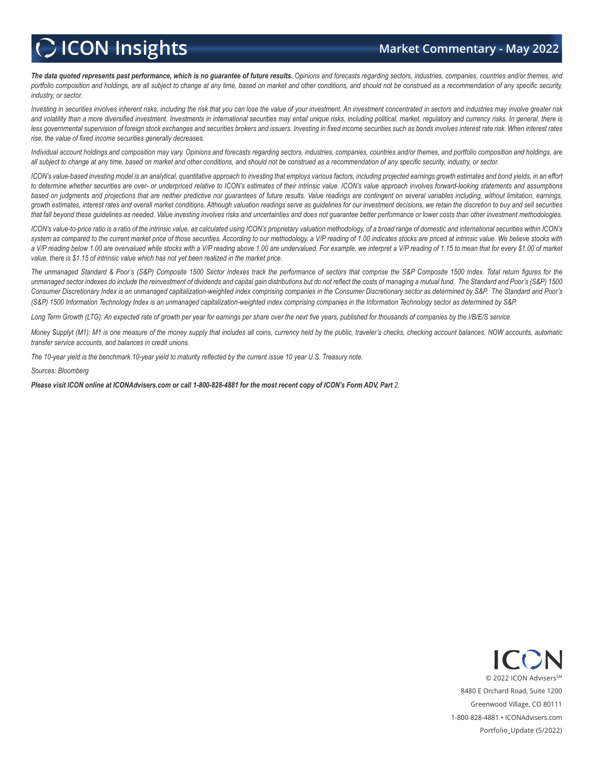***The data quoted represents past performance, which is no guarantee of future results.*** *Opinions and forecasts regarding sectors, industries, companies, countries and/or themes, and portfolio composition and holdings, are all subject to change at any time, based on market and other conditions, and should not be construed as a recommendation of any specific security, industry, or sector.*

*Investing in securities involves inherent risks, including the risk that you can lose the value of your investment. An investment concentrated in sectors and industries may involve greater risk and volatility than a more diversified investment. Investments in international securities may entail unique risks, including political, market, regulatory and currency risks. In general, there is less governmental supervision of foreign stock exchanges and securities brokers and issuers. Investing in fixed income securities such as bonds involves interest rate risk. When interest rates rise, the value of fixed income securities generally decreases.*

*Individual account holdings and composition may vary. Opinions and forecasts regarding sectors, industries, companies, countries and/or themes, and portfolio composition and holdings, are all subject to change at any time, based on market and other conditions, and should not be construed as a recommendation of any specific security, industry, or sector.*

*ICON's value-based investing model is an analytical, quantitative approach to investing that employs various factors, including projected earnings growth estimates and bond yields, in an effort to determine whether securities are over- or underpriced relative to ICON's estimates of their intrinsic value. ICON's value approach involves forward-looking statements and assumptions based on judgments and projections that are neither predictive nor guarantees of future results. Value readings are contingent on several variables including, without limitation, earnings, growth estimates, interest rates and overall market conditions. Although valuation readings serve as guidelines for our investment decisions, we retain the discretion to buy and sell securities that fall beyond these guidelines as needed. Value investing involves risks and uncertainties and does not guarantee better performance or lower costs than other investment methodologies.*

*ICON's value-to-price ratio is a ratio of the intrinsic value, as calculated using ICON's proprietary valuation methodology, of a broad range of domestic and international securities within ICON's system as compared to the current market price of those securities. According to our methodology, a V/P reading of 1.00 indicates stocks are priced at intrinsic value. We believe stocks with a V/P reading below 1.00 are overvalued while stocks with a V/P reading above 1.00 are undervalued. For example, we interpret a V/P reading of 1.15 to mean that for every $1.00 of market value, there is $1.15 of intrinsic value which has not yet been realized in the market price.*

*The unmanaged Standard & Poor's (S&P) Composite 1500 Sector Indexes track the performance of sectors that comprise the S&P Composite 1500 Index. Total return figures for the unmanaged sector indexes do include the reinvestment of dividends and capital gain distributions but do not reflect the costs of managing a mutual fund. The Standard and Poor's (S&P) 1500 Consumer Discretionary Index is an unmanaged capitalization-weighted index comprising companies in the Consumer Discretionary sector as determined by S&P. The Standard and Poor's (S&P) 1500 Information Technology Index is an unmanaged capitalization-weighted index comprising companies in the Information Technology sector as determined by S&P.*

*Long Term Growth (LTG): An expected rate of growth per year for earnings per share over the next five years, published for thousands of companies by the I/B/E/S service.*

*Money Supplyt (M1): M1 is one measure of the money supply that includes all coins, currency held by the public, traveler's checks, checking account balances, NOW accounts, automatic transfer service accounts, and balances in credit unions.*

*The 10-year yield is the benchmark 10-year yield to maturity reflected by the current issue 10 year U.S. Treasury note.*

*Sources: Bloomberg*

***Please visit ICON online at ICONAdvisers.com or call 1-800-828-4881 for the most recent copy of ICON's Form ADV, Part** 2.*

ICON

© 2022 ICON Advisers[SM]

8480 E Orchard Road, Suite 1200

Greenwood Village, CO 80111

1-800-828-4881 • ICONAdvisers.com

Portfolio_Update (5/2022)